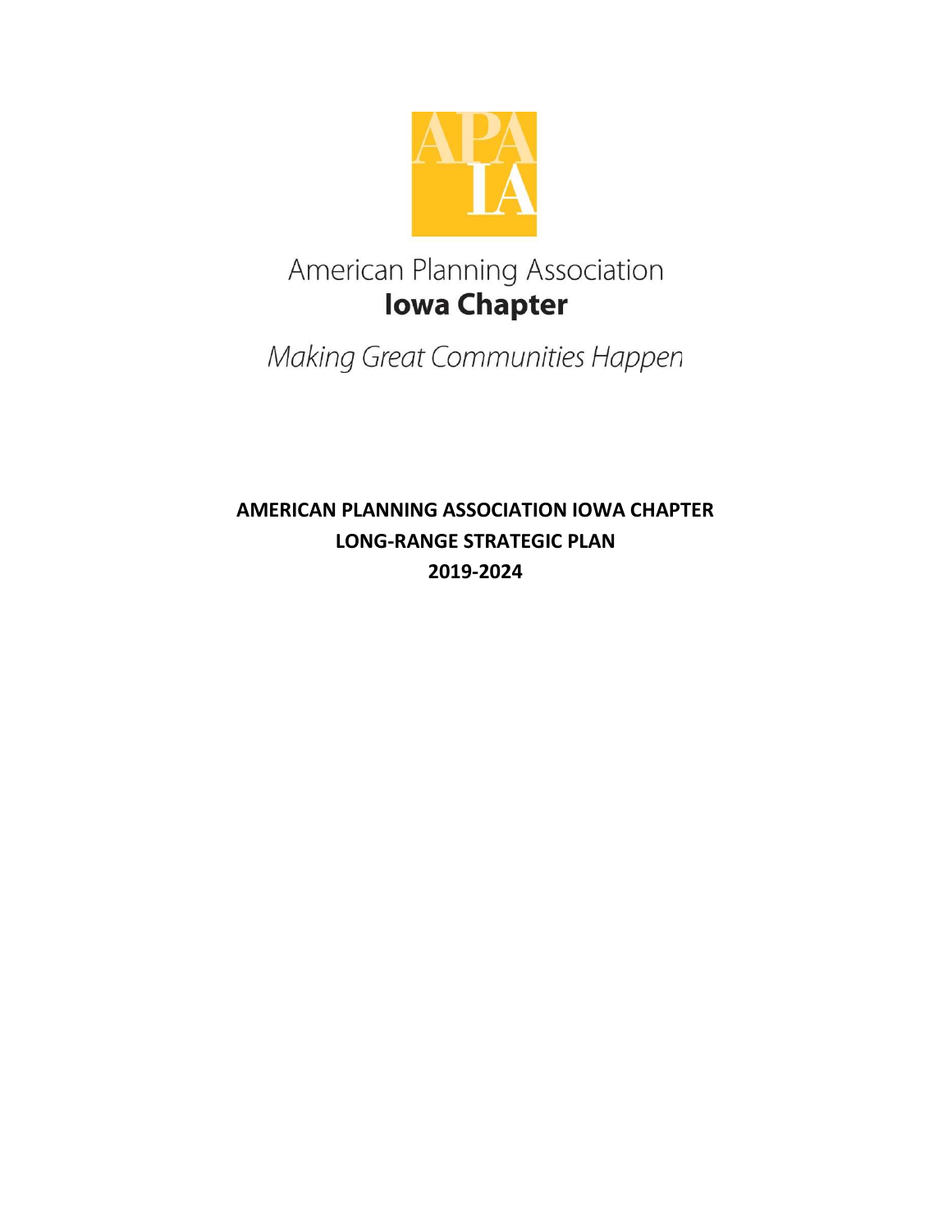APA IA

American Planning Association
**Iowa Chapter**

*Making Great Communities Happen*

# AMERICAN PLANNING ASSOCIATION IOWA CHAPTER
# LONG-RANGE STRATEGIC PLAN
# 2019-2024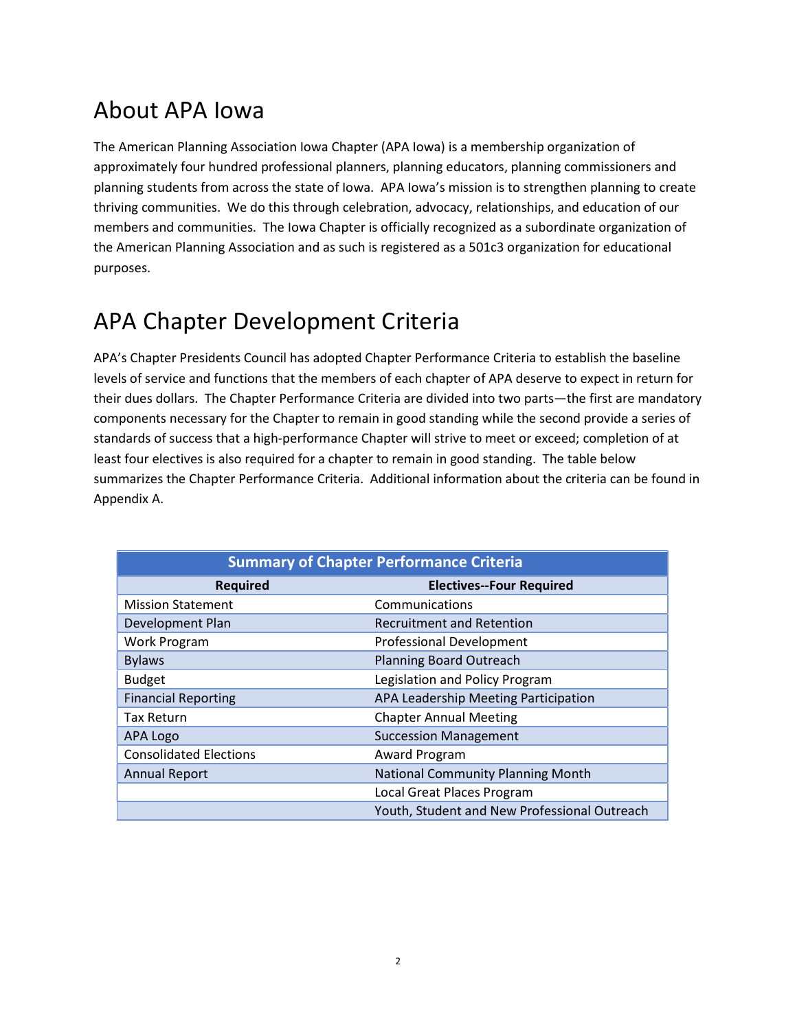# About APA Iowa

The American Planning Association Iowa Chapter (APA Iowa) is a membership organization of approximately four hundred professional planners, planning educators, planning commissioners and planning students from across the state of Iowa. APA Iowa's mission is to strengthen planning to create thriving communities. We do this through celebration, advocacy, relationships, and education of our members and communities. The Iowa Chapter is officially recognized as a subordinate organization of the American Planning Association and as such is registered as a 501c3 organization for educational purposes.

# APA Chapter Development Criteria

APA's Chapter Presidents Council has adopted Chapter Performance Criteria to establish the baseline levels of service and functions that the members of each chapter of APA deserve to expect in return for their dues dollars. The Chapter Performance Criteria are divided into two parts—the first are mandatory components necessary for the Chapter to remain in good standing while the second provide a series of standards of success that a high-performance Chapter will strive to meet or exceed; completion of at least four electives is also required for a chapter to remain in good standing. The table below summarizes the Chapter Performance Criteria. Additional information about the criteria can be found in Appendix A.

| Summary of Chapter Performance Criteria | |
|---|---|
| **Required** | **Electives--Four Required** |
| Mission Statement | Communications |
| Development Plan | Recruitment and Retention |
| Work Program | Professional Development |
| Bylaws | Planning Board Outreach |
| Budget | Legislation and Policy Program |
| Financial Reporting | APA Leadership Meeting Participation |
| Tax Return | Chapter Annual Meeting |
| APA Logo | Succession Management |
| Consolidated Elections | Award Program |
| Annual Report | National Community Planning Month |
| | Local Great Places Program |
| | Youth, Student and New Professional Outreach |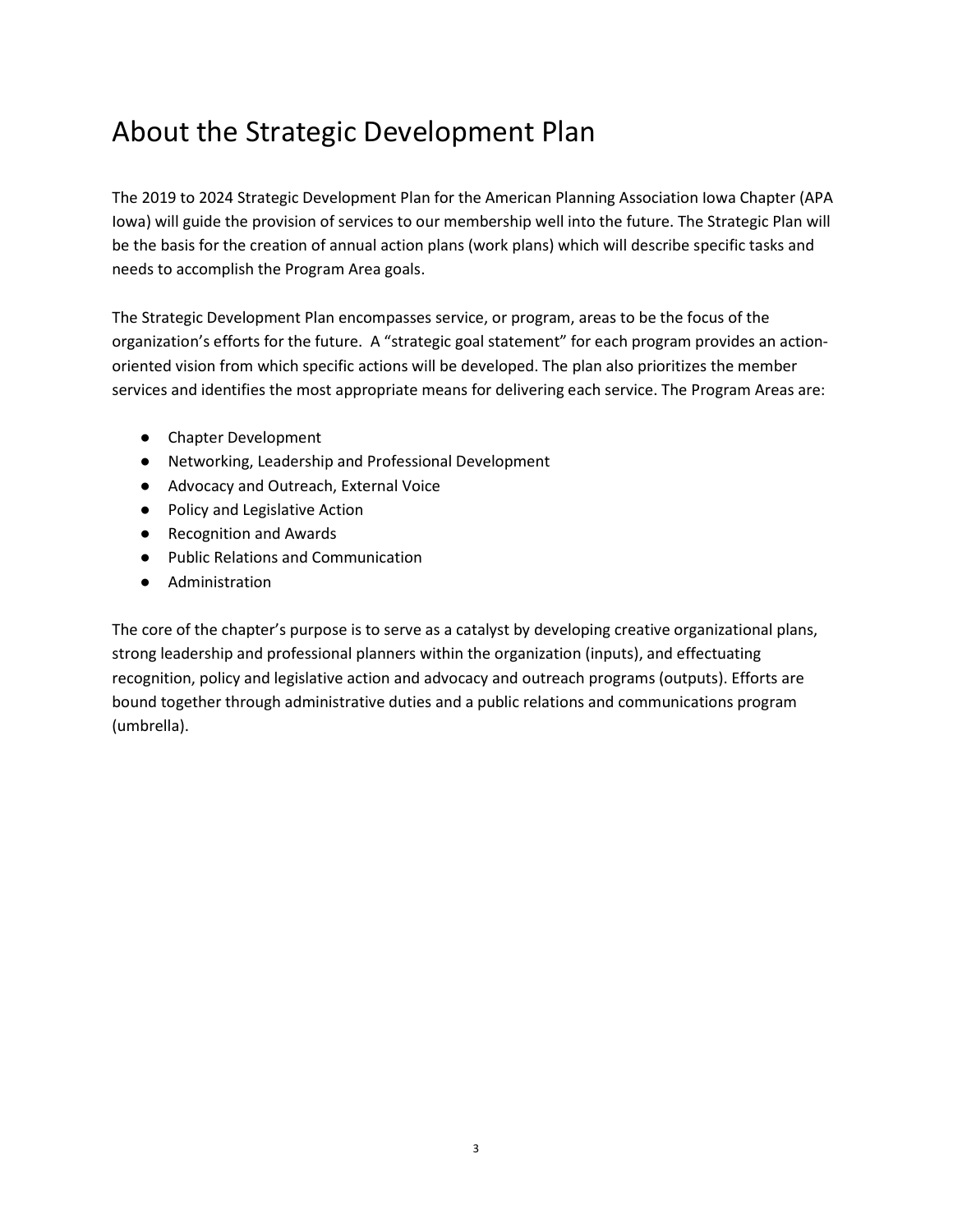# About the Strategic Development Plan

The 2019 to 2024 Strategic Development Plan for the American Planning Association Iowa Chapter (APA Iowa) will guide the provision of services to our membership well into the future. The Strategic Plan will be the basis for the creation of annual action plans (work plans) which will describe specific tasks and needs to accomplish the Program Area goals.

The Strategic Development Plan encompasses service, or program, areas to be the focus of the organization's efforts for the future. A "strategic goal statement" for each program provides an action-oriented vision from which specific actions will be developed. The plan also prioritizes the member services and identifies the most appropriate means for delivering each service. The Program Areas are:

- Chapter Development
- Networking, Leadership and Professional Development
- Advocacy and Outreach, External Voice
- Policy and Legislative Action
- Recognition and Awards
- Public Relations and Communication
- Administration

The core of the chapter's purpose is to serve as a catalyst by developing creative organizational plans, strong leadership and professional planners within the organization (inputs), and effectuating recognition, policy and legislative action and advocacy and outreach programs (outputs). Efforts are bound together through administrative duties and a public relations and communications program (umbrella).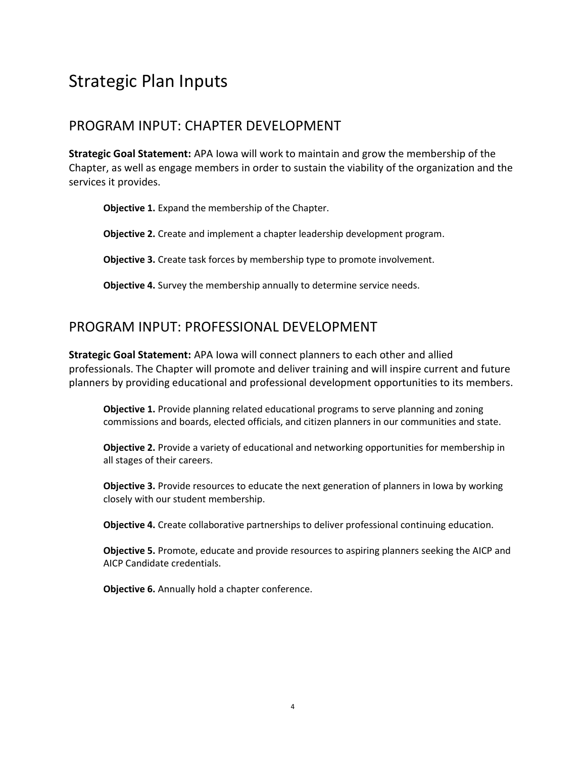# Strategic Plan Inputs

## PROGRAM INPUT: CHAPTER DEVELOPMENT

**Strategic Goal Statement:** APA Iowa will work to maintain and grow the membership of the Chapter, as well as engage members in order to sustain the viability of the organization and the services it provides.

**Objective 1.** Expand the membership of the Chapter.

**Objective 2.** Create and implement a chapter leadership development program.

**Objective 3.** Create task forces by membership type to promote involvement.

**Objective 4.** Survey the membership annually to determine service needs.

## PROGRAM INPUT: PROFESSIONAL DEVELOPMENT

**Strategic Goal Statement:** APA Iowa will connect planners to each other and allied professionals. The Chapter will promote and deliver training and will inspire current and future planners by providing educational and professional development opportunities to its members.

**Objective 1.** Provide planning related educational programs to serve planning and zoning commissions and boards, elected officials, and citizen planners in our communities and state.

**Objective 2.** Provide a variety of educational and networking opportunities for membership in all stages of their careers.

**Objective 3.** Provide resources to educate the next generation of planners in Iowa by working closely with our student membership.

**Objective 4.** Create collaborative partnerships to deliver professional continuing education.

**Objective 5.** Promote, educate and provide resources to aspiring planners seeking the AICP and AICP Candidate credentials.

**Objective 6.** Annually hold a chapter conference.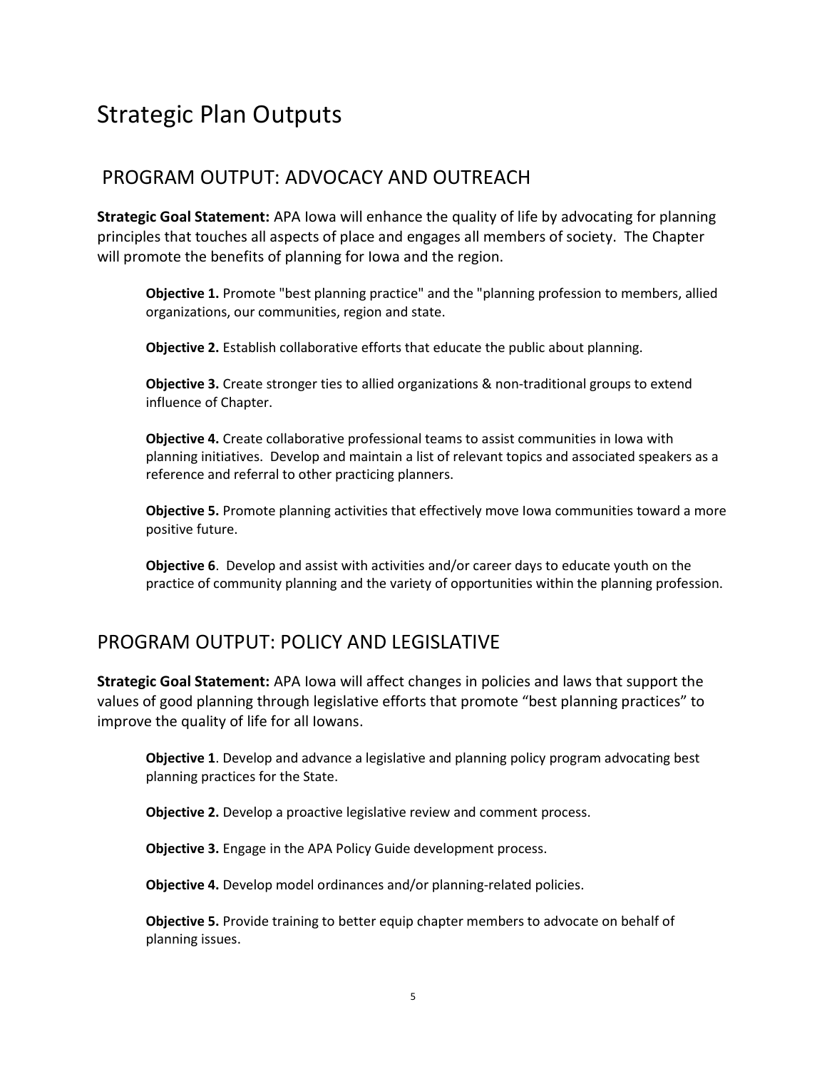# Strategic Plan Outputs

## PROGRAM OUTPUT: ADVOCACY AND OUTREACH

**Strategic Goal Statement:** APA Iowa will enhance the quality of life by advocating for planning principles that touches all aspects of place and engages all members of society. The Chapter will promote the benefits of planning for Iowa and the region.

**Objective 1.** Promote "best planning practice" and the "planning profession to members, allied organizations, our communities, region and state.

**Objective 2.** Establish collaborative efforts that educate the public about planning.

**Objective 3.** Create stronger ties to allied organizations & non-traditional groups to extend influence of Chapter.

**Objective 4.** Create collaborative professional teams to assist communities in Iowa with planning initiatives. Develop and maintain a list of relevant topics and associated speakers as a reference and referral to other practicing planners.

**Objective 5.** Promote planning activities that effectively move Iowa communities toward a more positive future.

**Objective 6**. Develop and assist with activities and/or career days to educate youth on the practice of community planning and the variety of opportunities within the planning profession.

## PROGRAM OUTPUT: POLICY AND LEGISLATIVE

**Strategic Goal Statement:** APA Iowa will affect changes in policies and laws that support the values of good planning through legislative efforts that promote "best planning practices" to improve the quality of life for all Iowans.

**Objective 1**. Develop and advance a legislative and planning policy program advocating best planning practices for the State.

**Objective 2.** Develop a proactive legislative review and comment process.

**Objective 3.** Engage in the APA Policy Guide development process.

**Objective 4.** Develop model ordinances and/or planning-related policies.

**Objective 5.** Provide training to better equip chapter members to advocate on behalf of planning issues.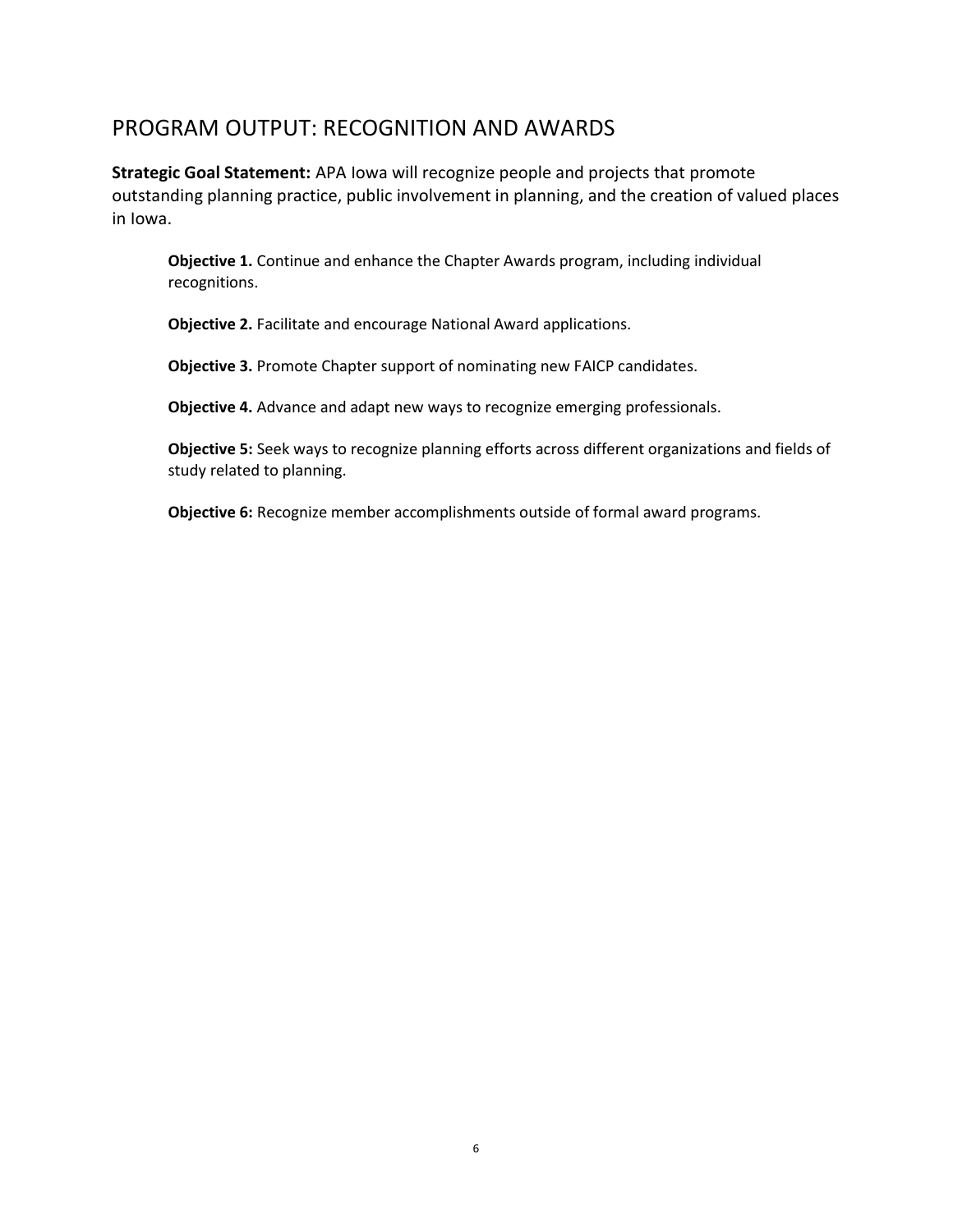## PROGRAM OUTPUT: RECOGNITION AND AWARDS

**Strategic Goal Statement:** APA Iowa will recognize people and projects that promote outstanding planning practice, public involvement in planning, and the creation of valued places in Iowa.

**Objective 1.** Continue and enhance the Chapter Awards program, including individual recognitions.

**Objective 2.** Facilitate and encourage National Award applications.

**Objective 3.** Promote Chapter support of nominating new FAICP candidates.

**Objective 4.** Advance and adapt new ways to recognize emerging professionals.

**Objective 5:** Seek ways to recognize planning efforts across different organizations and fields of study related to planning.

**Objective 6:** Recognize member accomplishments outside of formal award programs.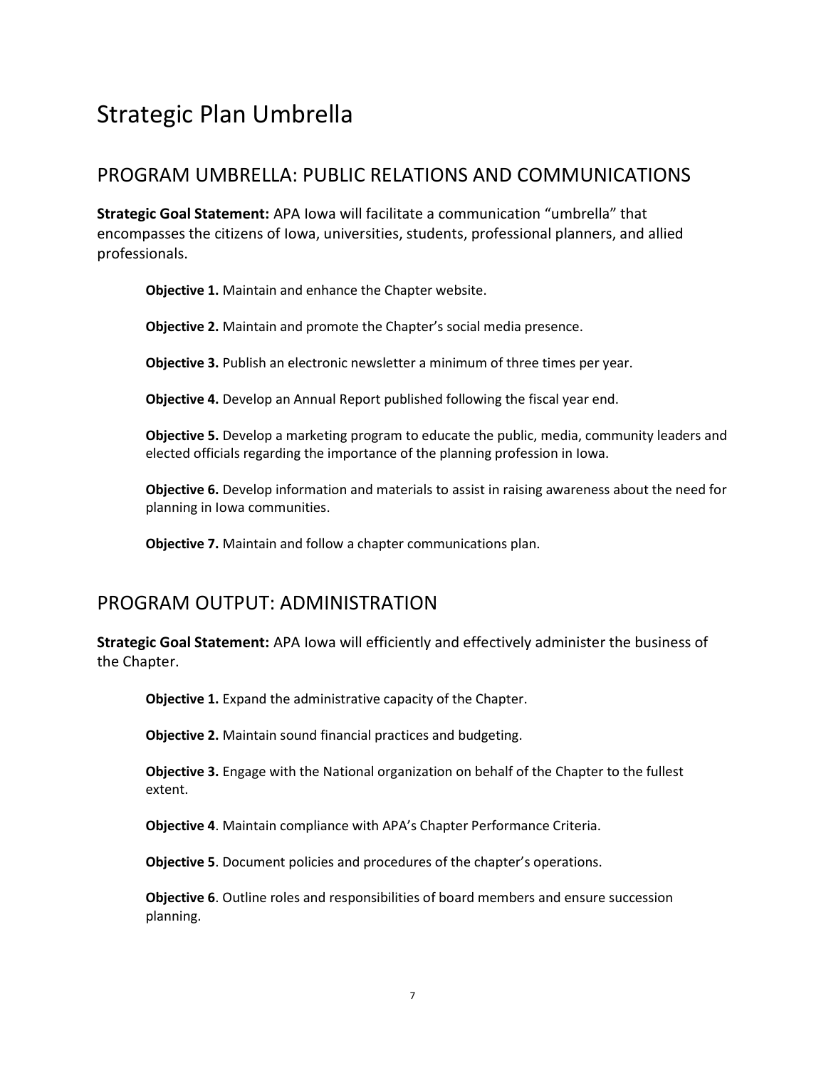# Strategic Plan Umbrella

## PROGRAM UMBRELLA: PUBLIC RELATIONS AND COMMUNICATIONS

**Strategic Goal Statement:** APA Iowa will facilitate a communication "umbrella" that encompasses the citizens of Iowa, universities, students, professional planners, and allied professionals.

**Objective 1.** Maintain and enhance the Chapter website.

**Objective 2.** Maintain and promote the Chapter's social media presence.

**Objective 3.** Publish an electronic newsletter a minimum of three times per year.

**Objective 4.** Develop an Annual Report published following the fiscal year end.

**Objective 5.** Develop a marketing program to educate the public, media, community leaders and elected officials regarding the importance of the planning profession in Iowa.

**Objective 6.** Develop information and materials to assist in raising awareness about the need for planning in Iowa communities.

**Objective 7.** Maintain and follow a chapter communications plan.

## PROGRAM OUTPUT: ADMINISTRATION

**Strategic Goal Statement:** APA Iowa will efficiently and effectively administer the business of the Chapter.

**Objective 1.** Expand the administrative capacity of the Chapter.

**Objective 2.** Maintain sound financial practices and budgeting.

**Objective 3.** Engage with the National organization on behalf of the Chapter to the fullest extent.

**Objective 4**. Maintain compliance with APA's Chapter Performance Criteria.

**Objective 5**. Document policies and procedures of the chapter's operations.

**Objective 6**. Outline roles and responsibilities of board members and ensure succession planning.